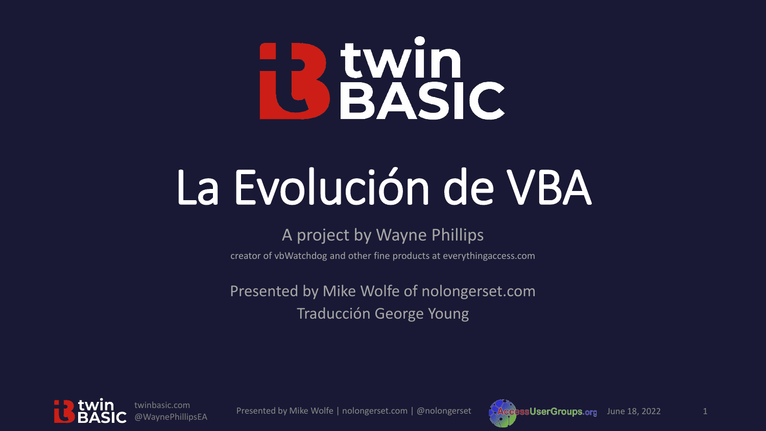# La Evolución de VBA

A project by Wayne Phillips

creator of vbWatchdog and other fine products at everythingaccess.com

Presented by Mike Wolfe of nolongerset.com

Traducción George Young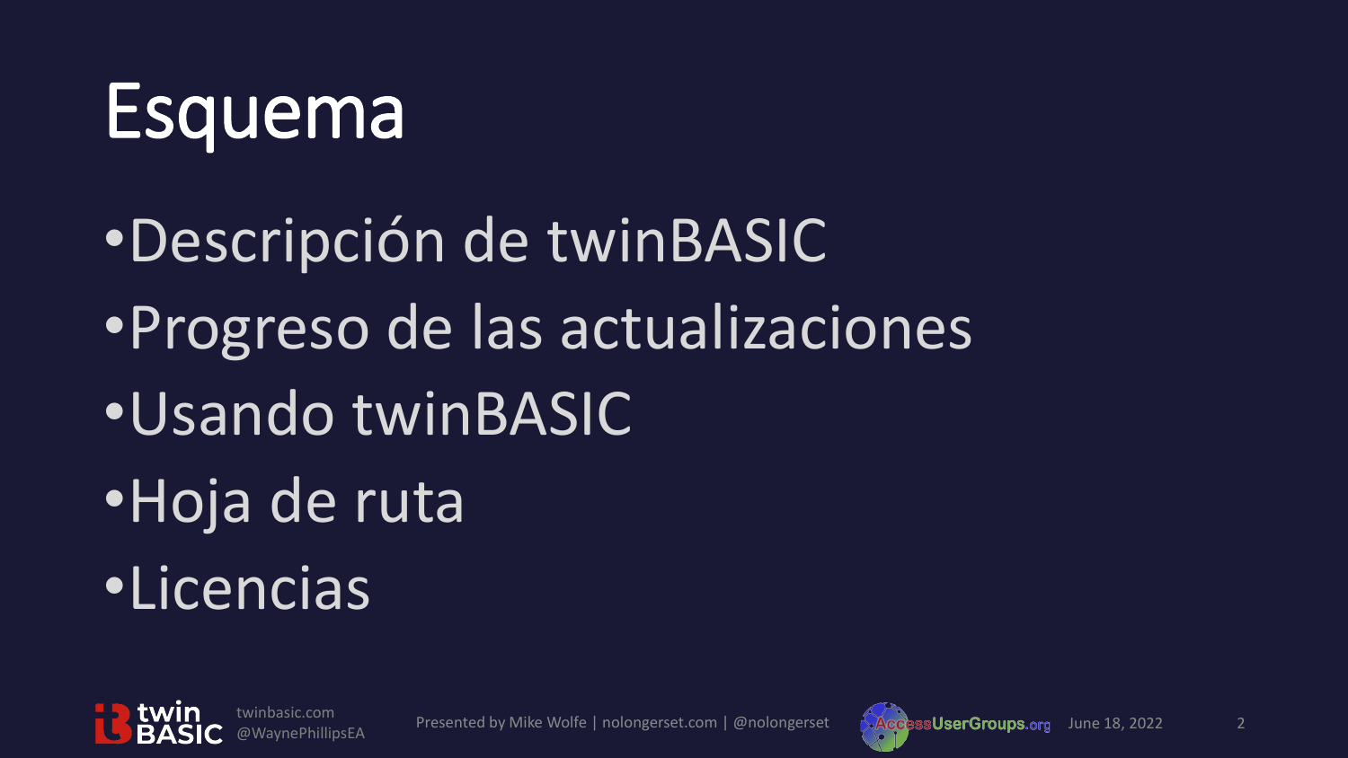# Esquema

- Descripción de twinBASIC
- Progreso de las actualizaciones
- Usando twinBASIC
- Hoja de ruta
- Licencias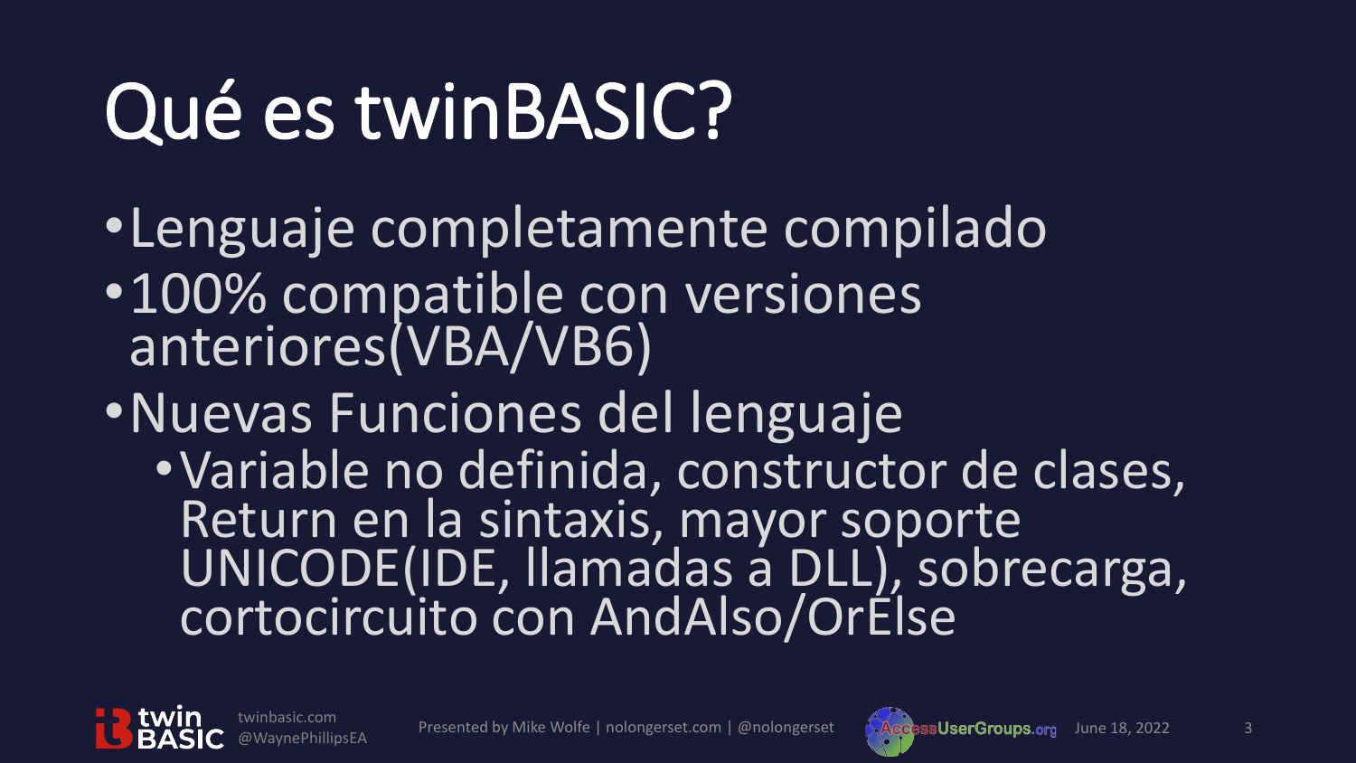# Qué es twinBASIC?

- Lenguaje completamente compilado
- 100% compatible con versiones anteriores(VBA/VB6)
- Nuevas Funciones del lenguaje
  - Variable no definida, constructor de clases, Return en la sintaxis, mayor soporte UNICODE(IDE, llamadas a DLL), sobrecarga, cortocircuito con AndAlso/OrElse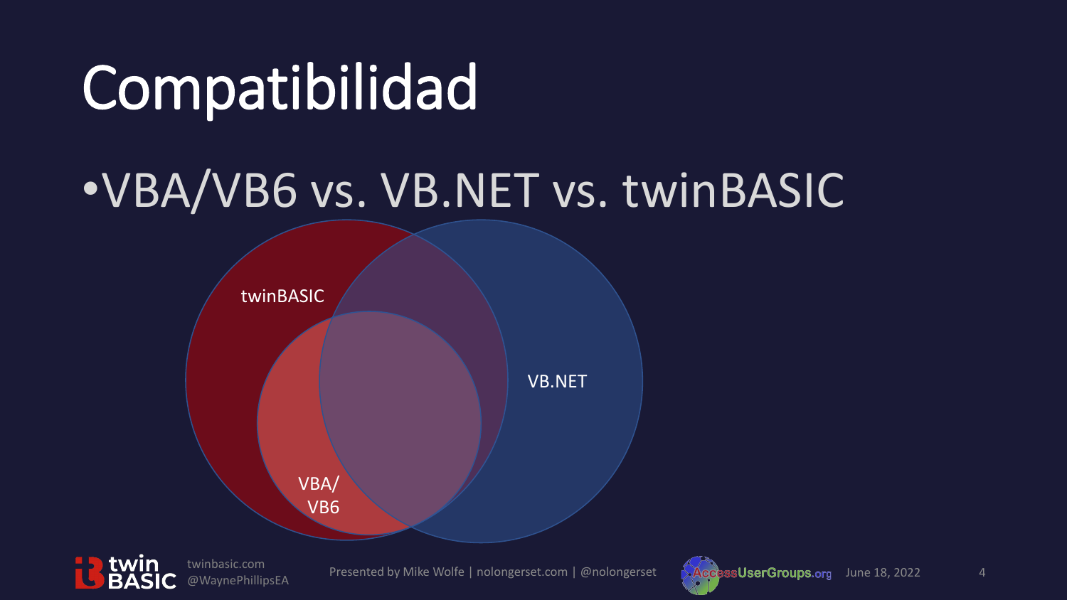# Compatibilidad

- VBA/VB6 vs. VB.NET vs. twinBASIC

twinBASIC

VB.NET

VBA/
VB6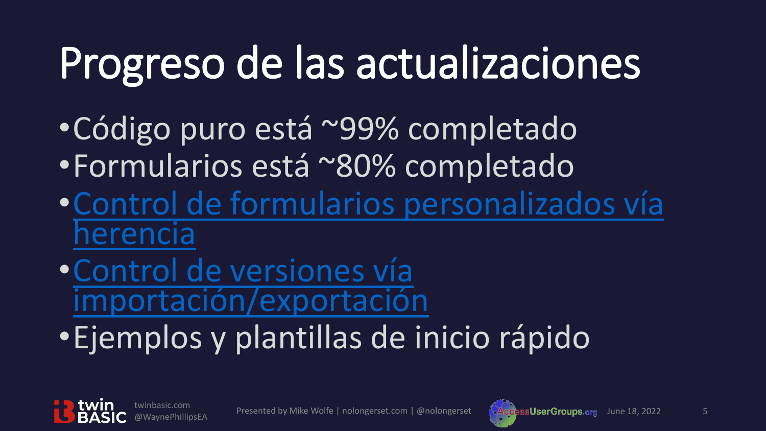# Progreso de las actualizaciones

- Código puro está ~99% completado
- Formularios está ~80% completado
- Control de formularios personalizados vía herencia
- Control de versiones vía importación/exportación
- Ejemplos y plantillas de inicio rápido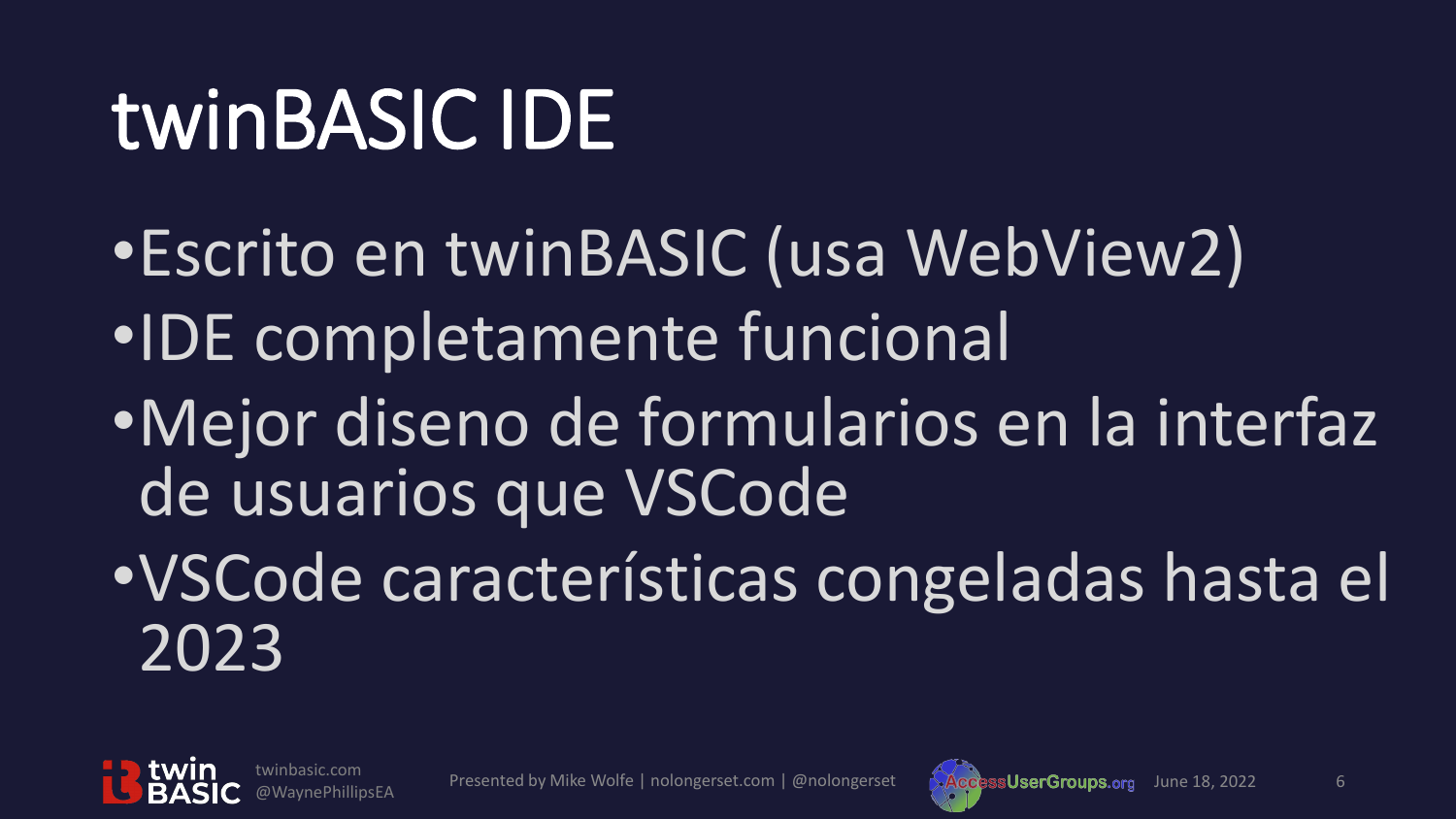# twinBASIC IDE

- Escrito en twinBASIC (usa WebView2)
- IDE completamente funcional
- Mejor diseno de formularios en la interfaz de usuarios que VSCode
- VSCode características congeladas hasta el 2023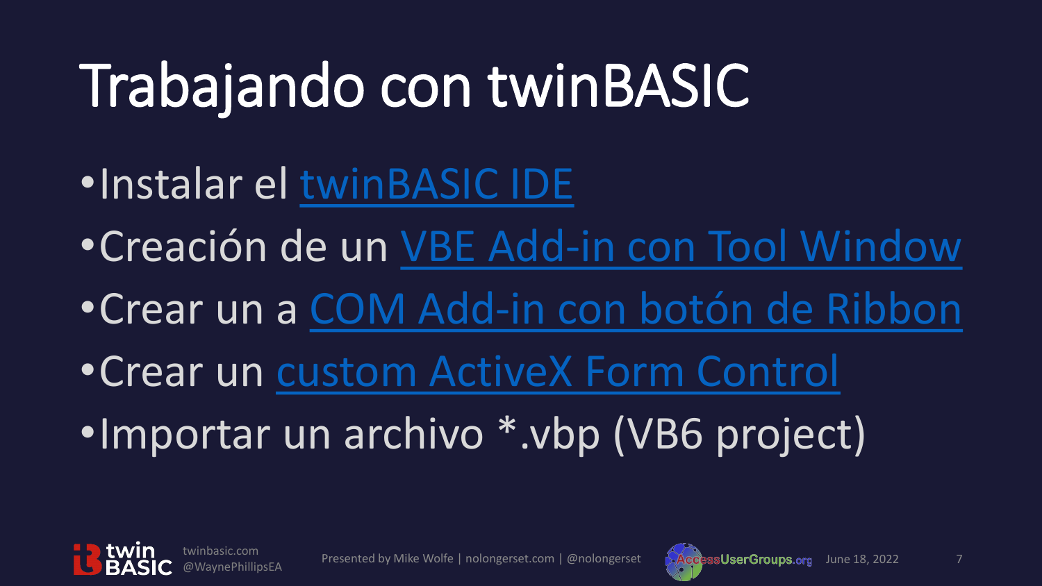# Trabajando con twinBASIC

- Instalar el twinBASIC IDE
- Creación de un VBE Add-in con Tool Window
- Crear un a COM Add-in con botón de Ribbon
- Crear un custom ActiveX Form Control
- Importar un archivo *.vbp (VB6 project)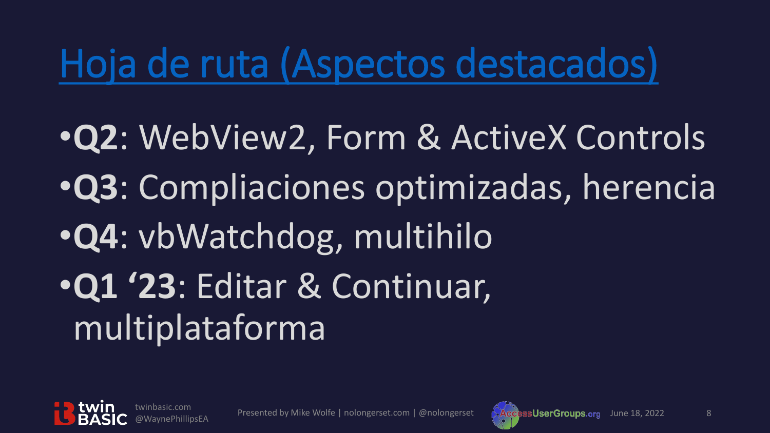# Hoja de ruta (Aspectos destacados)

- **Q2**: WebView2, Form & ActiveX Controls
- **Q3**: Compliaciones optimizadas, herencia
- **Q4**: vbWatchdog, multihilo
- **Q1 '23**: Editar & Continuar, multiplataforma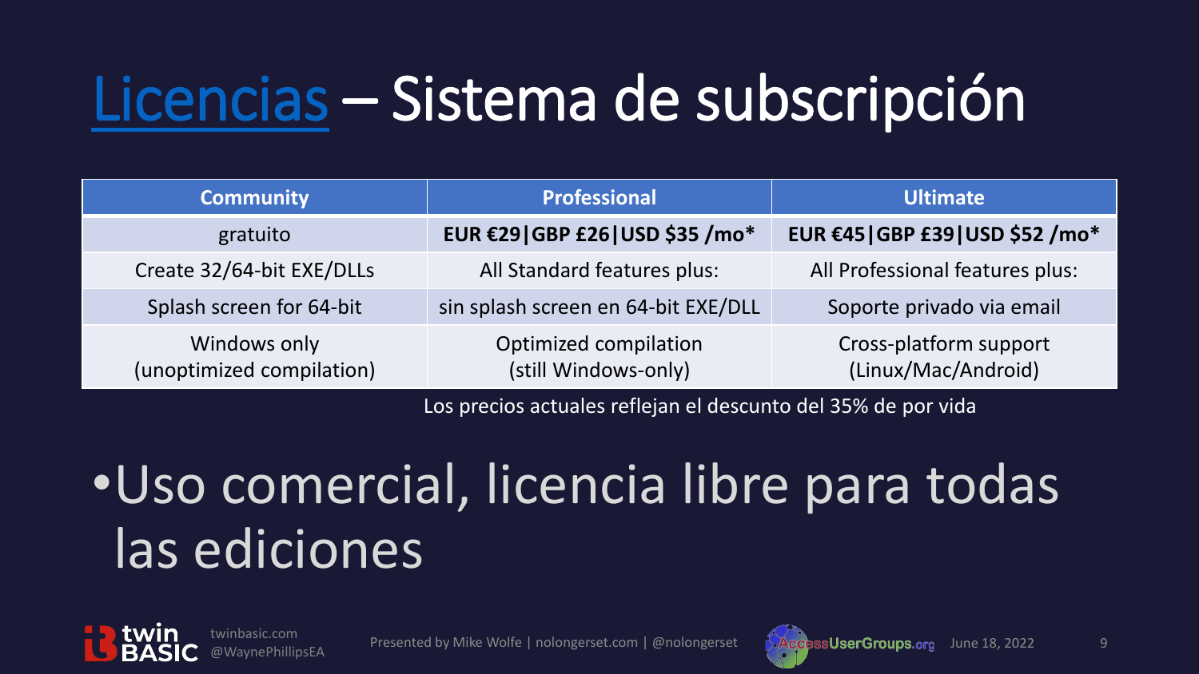# Licencias – Sistema de subscripción

| Community | Professional | Ultimate |
| --- | --- | --- |
| gratuito | **EUR €29 \| GBP £26 \| USD $35 /mo*** | **EUR €45 \| GBP £39 \| USD $52 /mo*** |
| Create 32/64-bit EXE/DLLs | All Standard features plus: | All Professional features plus: |
| Splash screen for 64-bit | sin splash screen en 64-bit EXE/DLL | Soporte privado via email |
| Windows only (unoptimized compilation) | Optimized compilation (still Windows-only) | Cross-platform support (Linux/Mac/Android) |

Los precios actuales reflejan el descunto del 35% de por vida

- Uso comercial, licencia libre para todas las ediciones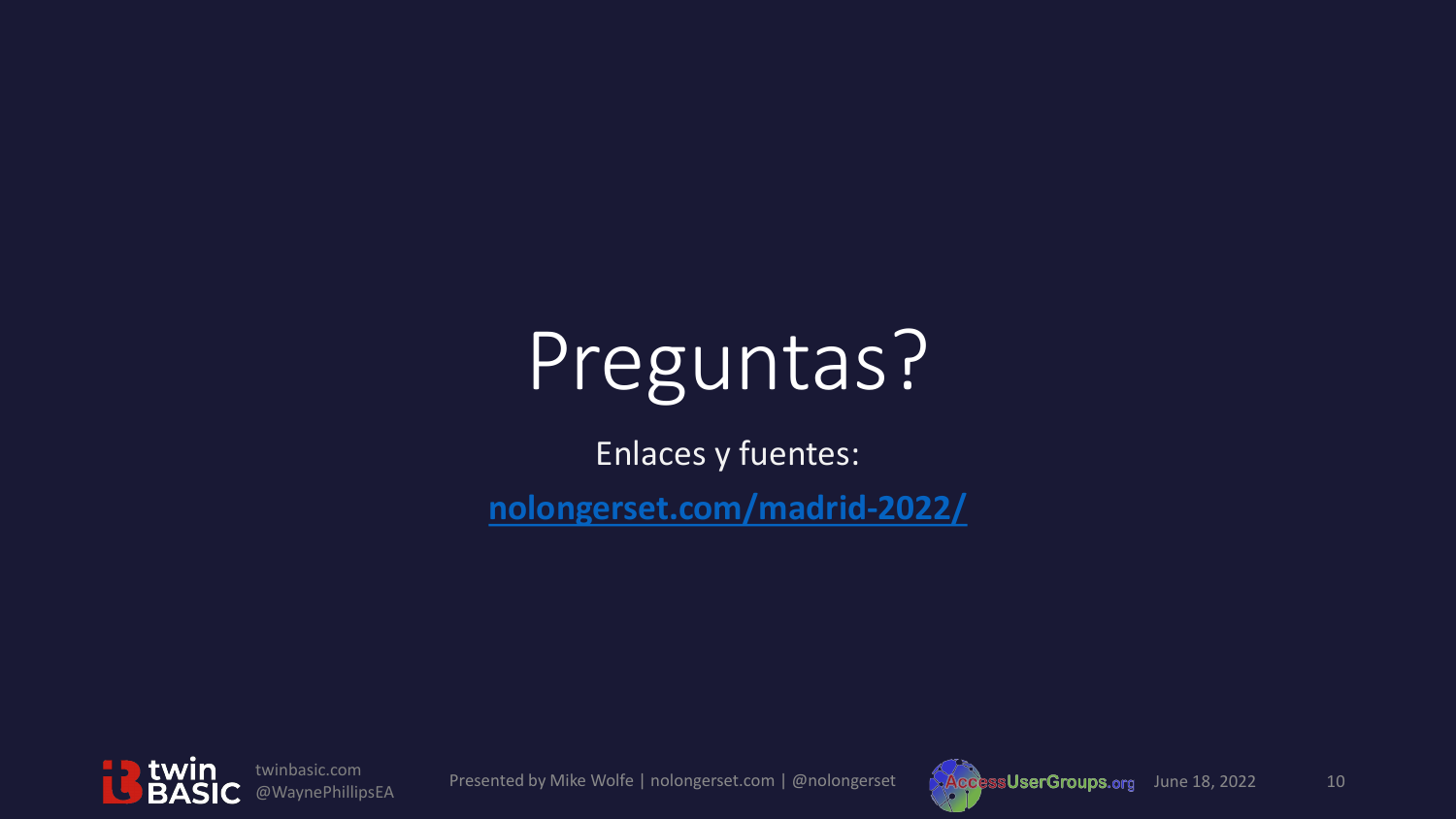# Preguntas?

Enlaces y fuentes:

**nolongerset.com/madrid-2022/**